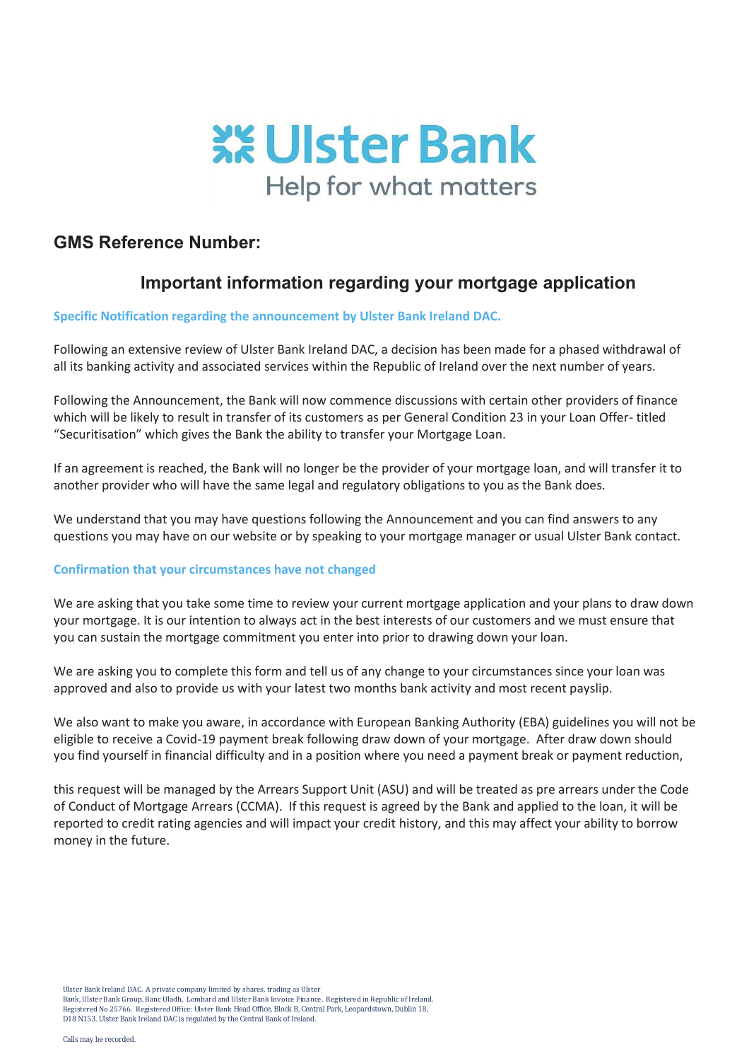Ulster Bank

Help for what matters

## GMS Reference Number:

# Important information regarding your mortgage application

### Specific Notification regarding the announcement by Ulster Bank Ireland DAC.

Following an extensive review of Ulster Bank Ireland DAC, a decision has been made for a phased withdrawal of all its banking activity and associated services within the Republic of Ireland over the next number of years.

Following the Announcement, the Bank will now commence discussions with certain other providers of finance which will be likely to result in transfer of its customers as per General Condition 23 in your Loan Offer- titled "Securitisation" which gives the Bank the ability to transfer your Mortgage Loan.

If an agreement is reached, the Bank will no longer be the provider of your mortgage loan, and will transfer it to another provider who will have the same legal and regulatory obligations to you as the Bank does.

We understand that you may have questions following the Announcement and you can find answers to any questions you may have on our website or by speaking to your mortgage manager or usual Ulster Bank contact.

### Confirmation that your circumstances have not changed

We are asking that you take some time to review your current mortgage application and your plans to draw down your mortgage. It is our intention to always act in the best interests of our customers and we must ensure that you can sustain the mortgage commitment you enter into prior to drawing down your loan.

We are asking you to complete this form and tell us of any change to your circumstances since your loan was approved and also to provide us with your latest two months bank activity and most recent payslip.

We also want to make you aware, in accordance with European Banking Authority (EBA) guidelines you will not be eligible to receive a Covid-19 payment break following draw down of your mortgage. After draw down should you find yourself in financial difficulty and in a position where you need a payment break or payment reduction,

this request will be managed by the Arrears Support Unit (ASU) and will be treated as pre arrears under the Code of Conduct of Mortgage Arrears (CCMA). If this request is agreed by the Bank and applied to the loan, it will be reported to credit rating agencies and will impact your credit history, and this may affect your ability to borrow money in the future.

Ulster Bank Ireland DAC. A private company limited by shares, trading as Ulster Bank, Ulster Bank Group, Banc Uladh, Lombard and Ulster Bank Invoice Finance. Registered in Republic of Ireland. Registered No 25766. Registered Office: Ulster Bank Head Office, Block B, Central Park, Leopardstown, Dublin 18, D18 N153. Ulster Bank Ireland DAC is regulated by the Central Bank of Ireland.

Calls may be recorded.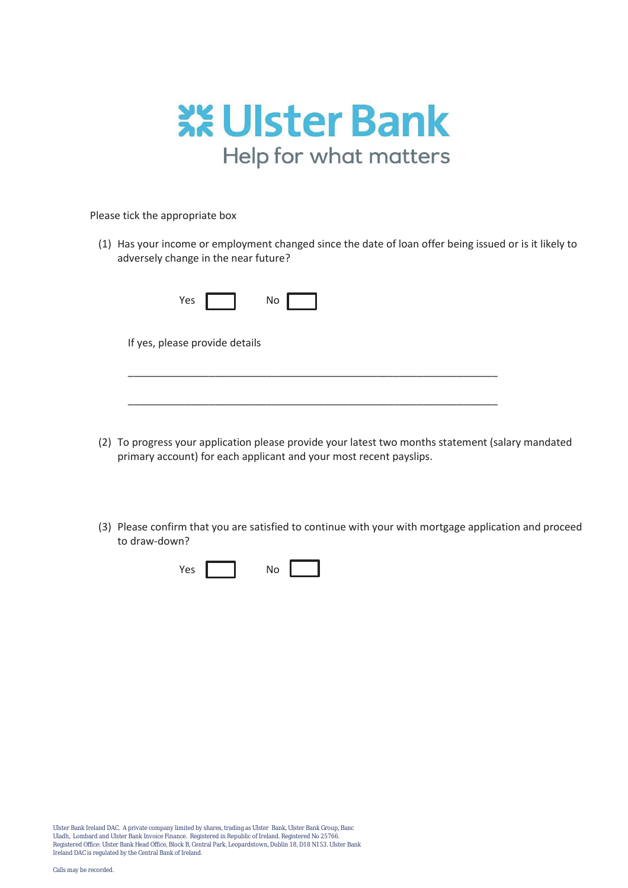**Ulster Bank**

Help for what matters

Please tick the appropriate box

(1) Has your income or employment changed since the date of loan offer being issued or is it likely to adversely change in the near future?

Yes ☐ No ☐

If yes, please provide details

___________________________________________________________________

___________________________________________________________________

(2) To progress your application please provide your latest two months statement (salary mandated primary account) for each applicant and your most recent payslips.

(3) Please confirm that you are satisfied to continue with your with mortgage application and proceed to draw-down?

Yes ☐ No ☐

Ulster Bank Ireland DAC. A private company limited by shares, trading as Ulster Bank, Ulster Bank Group, Banc Uladh, Lombard and Ulster Bank Invoice Finance. Registered in Republic of Ireland. Registered No 25766. Registered Office: Ulster Bank Head Office, Block B, Central Park, Leopardstown, Dublin 18, D18 N153. Ulster Bank Ireland DAC is regulated by the Central Bank of Ireland.

Calls may be recorded.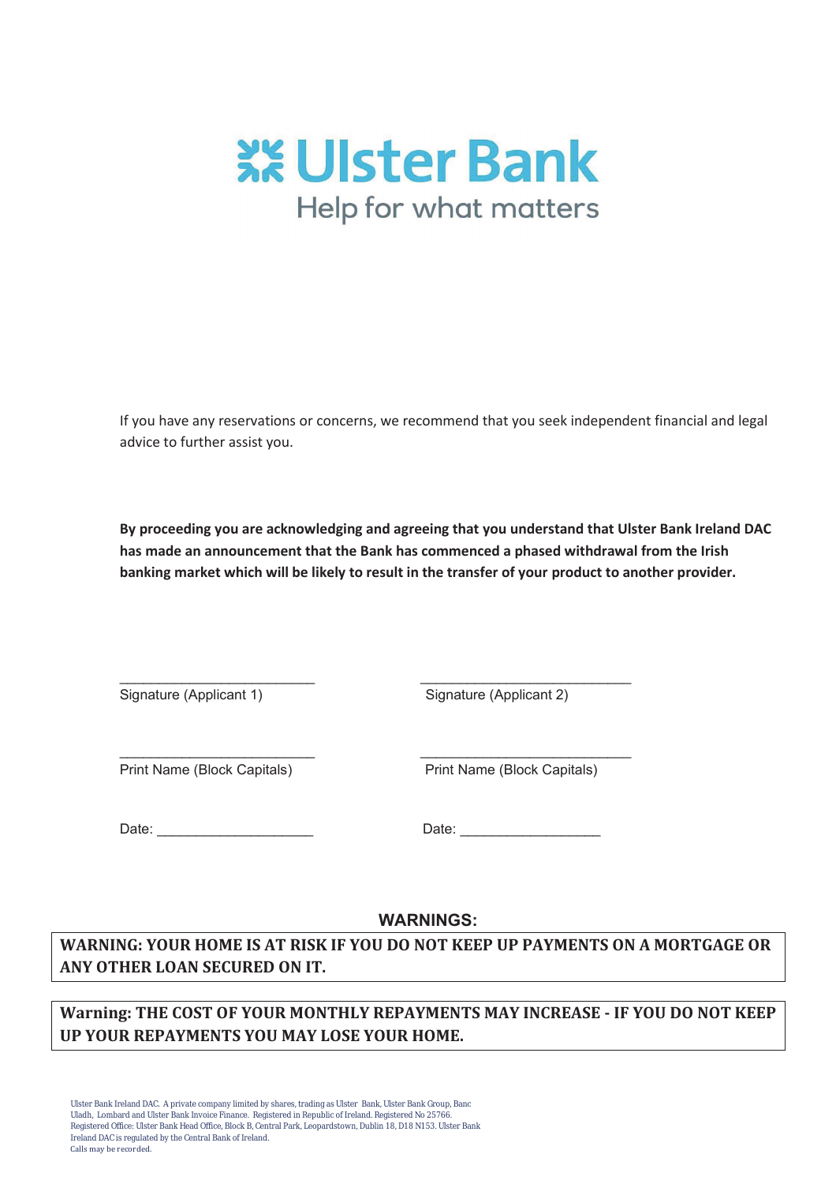Ulster Bank

Help for what matters

If you have any reservations or concerns, we recommend that you seek independent financial and legal advice to further assist you.

**By proceeding you are acknowledging and agreeing that you understand that Ulster Bank Ireland DAC has made an announcement that the Bank has commenced a phased withdrawal from the Irish banking market which will be likely to result in the transfer of your product to another provider.**

_________________________ Signature (Applicant 1)

_________________________ Signature (Applicant 2)

_________________________ Print Name (Block Capitals)

_________________________ Print Name (Block Capitals)

Date: ____________________

Date: __________________

**WARNINGS:**

**WARNING: YOUR HOME IS AT RISK IF YOU DO NOT KEEP UP PAYMENTS ON A MORTGAGE OR ANY OTHER LOAN SECURED ON IT.**

**Warning: THE COST OF YOUR MONTHLY REPAYMENTS MAY INCREASE - IF YOU DO NOT KEEP UP YOUR REPAYMENTS YOU MAY LOSE YOUR HOME.**

Ulster Bank Ireland DAC. A private company limited by shares, trading as Ulster Bank, Ulster Bank Group, Banc Uladh, Lombard and Ulster Bank Invoice Finance. Registered in Republic of Ireland. Registered No 25766. Registered Office: Ulster Bank Head Office, Block B, Central Park, Leopardstown, Dublin 18, D18 N153. Ulster Bank Ireland DAC is regulated by the Central Bank of Ireland.
Calls may be recorded.